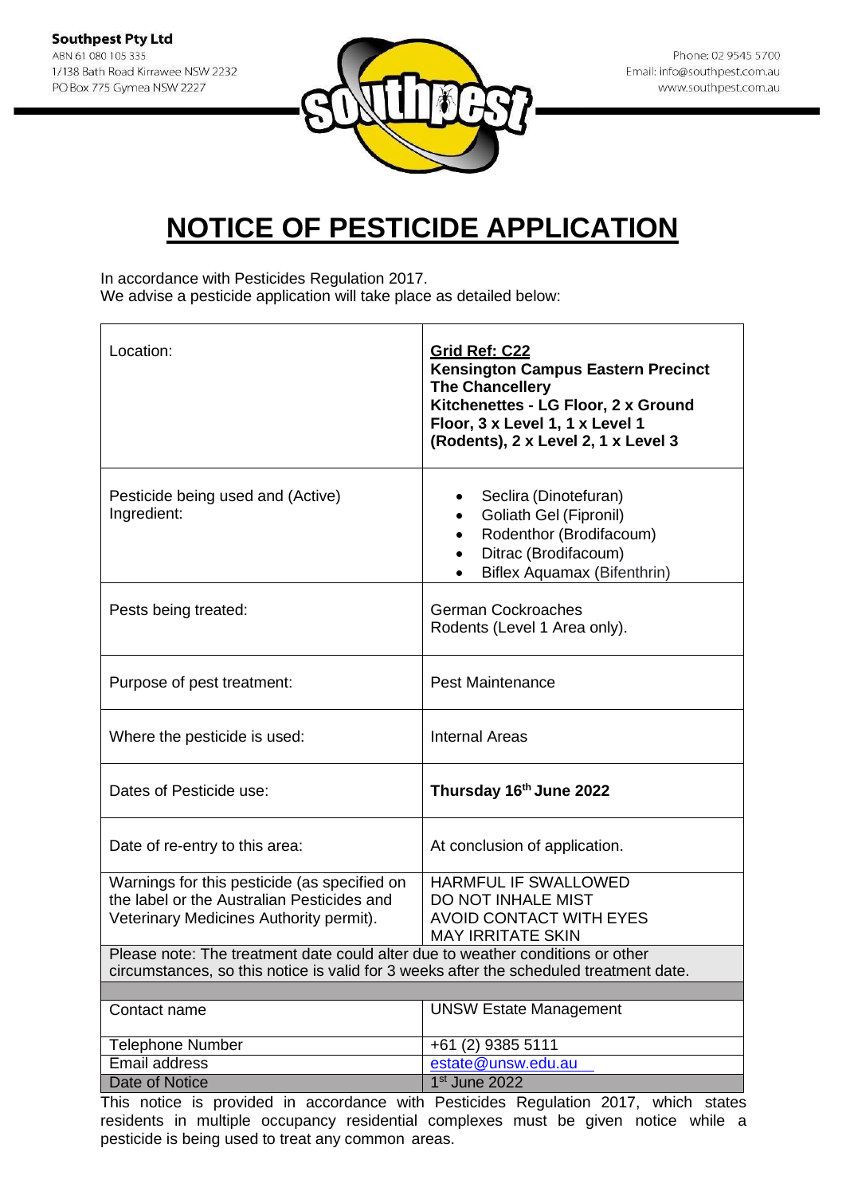**Southpest Pty Ltd**
ABN 61 080 105 335
1/138 Bath Road Kirrawee NSW 2232
PO Box 775 Gymea NSW 2227

Phone: 02 9545 5700
Email: info@southpest.com.au
www.southpest.com.au

# NOTICE OF PESTICIDE APPLICATION

In accordance with Pesticides Regulation 2017.
We advise a pesticide application will take place as detailed below:

| | |
|---|---|
| Location: | **Grid Ref: C22**<br>**Kensington Campus Eastern Precinct**<br>**The Chancellery**<br>**Kitchenettes - LG Floor, 2 x Ground Floor, 3 x Level 1, 1 x Level 1 (Rodents), 2 x Level 2, 1 x Level 3** |
| Pesticide being used and (Active) Ingredient: | • Seclira (Dinotefuran)<br>• Goliath Gel (Fipronil)<br>• Rodenthor (Brodifacoum)<br>• Ditrac (Brodifacoum)<br>• Biflex Aquamax (Bifenthrin) |
| Pests being treated: | German Cockroaches<br>Rodents (Level 1 Area only). |
| Purpose of pest treatment: | Pest Maintenance |
| Where the pesticide is used: | Internal Areas |
| Dates of Pesticide use: | **Thursday 16th June 2022** |
| Date of re-entry to this area: | At conclusion of application. |
| Warnings for this pesticide (as specified on the label or the Australian Pesticides and Veterinary Medicines Authority permit). | HARMFUL IF SWALLOWED<br>DO NOT INHALE MIST<br>AVOID CONTACT WITH EYES<br>MAY IRRITATE SKIN |
| Please note: The treatment date could alter due to weather conditions or other circumstances, so this notice is valid for 3 weeks after the scheduled treatment date. | |
| | |
| Contact name | UNSW Estate Management |
| Telephone Number | +61 (2) 9385 5111 |
| Email address | estate@unsw.edu.au |
| Date of Notice | 1st June 2022 |

This notice is provided in accordance with Pesticides Regulation 2017, which states residents in multiple occupancy residential complexes must be given notice while a pesticide is being used to treat any common areas.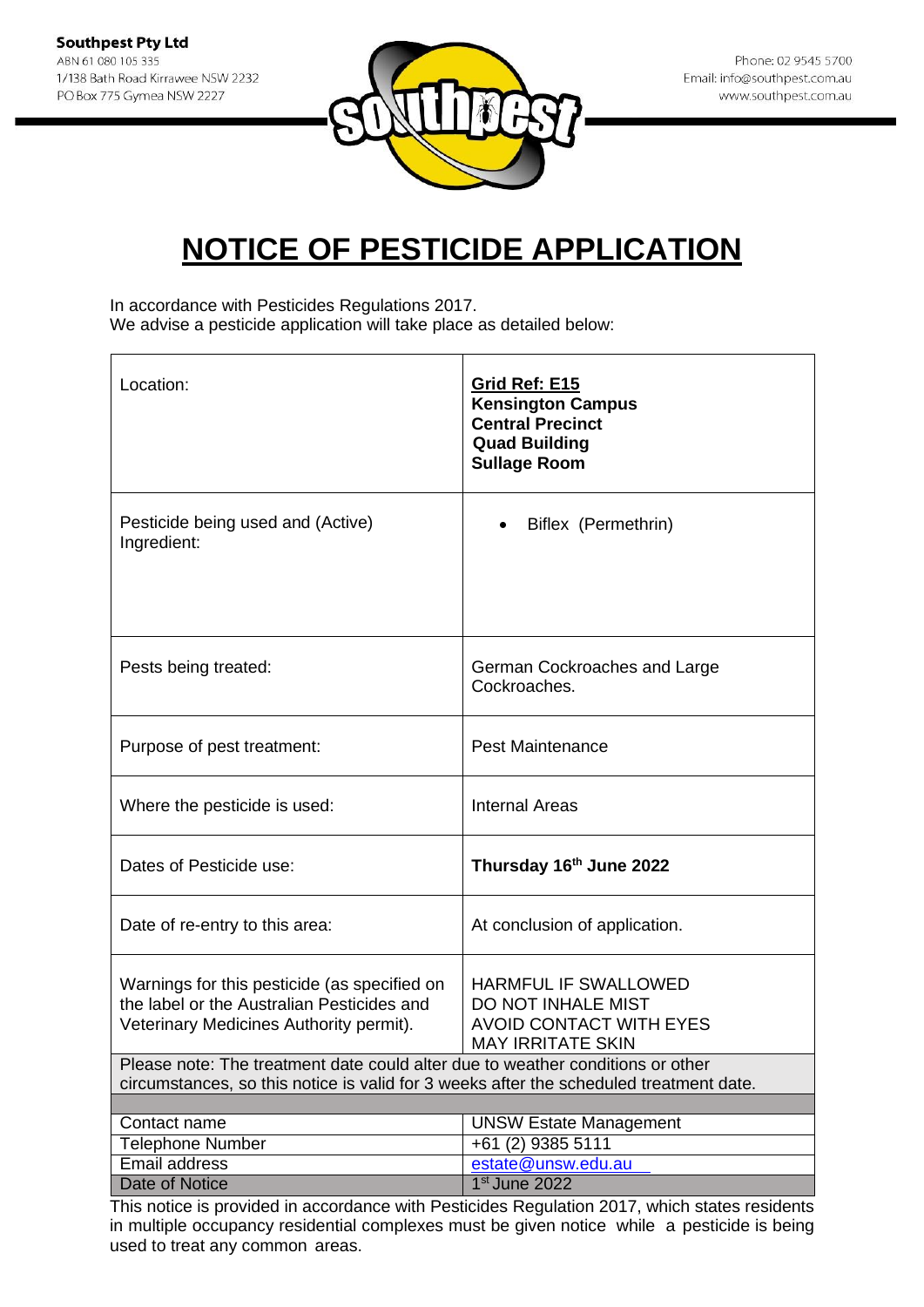**Southpest Pty Ltd**
ABN 61 080 105 335
1/138 Bath Road Kirrawee NSW 2232
PO Box 775 Gymea NSW 2227

Phone: 02 9545 5700
Email: info@southpest.com.au
www.southpest.com.au

# NOTICE OF PESTICIDE APPLICATION

In accordance with Pesticides Regulations 2017.
We advise a pesticide application will take place as detailed below:

| | |
|---|---|
| Location: | **Grid Ref: E15**<br>**Kensington Campus**<br>**Central Precinct**<br>**Quad Building**<br>**Sullage Room** |
| Pesticide being used and (Active) Ingredient: | • Biflex (Permethrin) |
| Pests being treated: | German Cockroaches and Large Cockroaches. |
| Purpose of pest treatment: | Pest Maintenance |
| Where the pesticide is used: | Internal Areas |
| Dates of Pesticide use: | **Thursday 16th June 2022** |
| Date of re-entry to this area: | At conclusion of application. |
| Warnings for this pesticide (as specified on the label or the Australian Pesticides and Veterinary Medicines Authority permit). | HARMFUL IF SWALLOWED<br>DO NOT INHALE MIST<br>AVOID CONTACT WITH EYES<br>MAY IRRITATE SKIN |
| Please note: The treatment date could alter due to weather conditions or other circumstances, so this notice is valid for 3 weeks after the scheduled treatment date. | |
| Contact name | UNSW Estate Management |
| Telephone Number | +61 (2) 9385 5111 |
| Email address | estate@unsw.edu.au |
| Date of Notice | 1st June 2022 |

This notice is provided in accordance with Pesticides Regulation 2017, which states residents in multiple occupancy residential complexes must be given notice while a pesticide is being used to treat any common areas.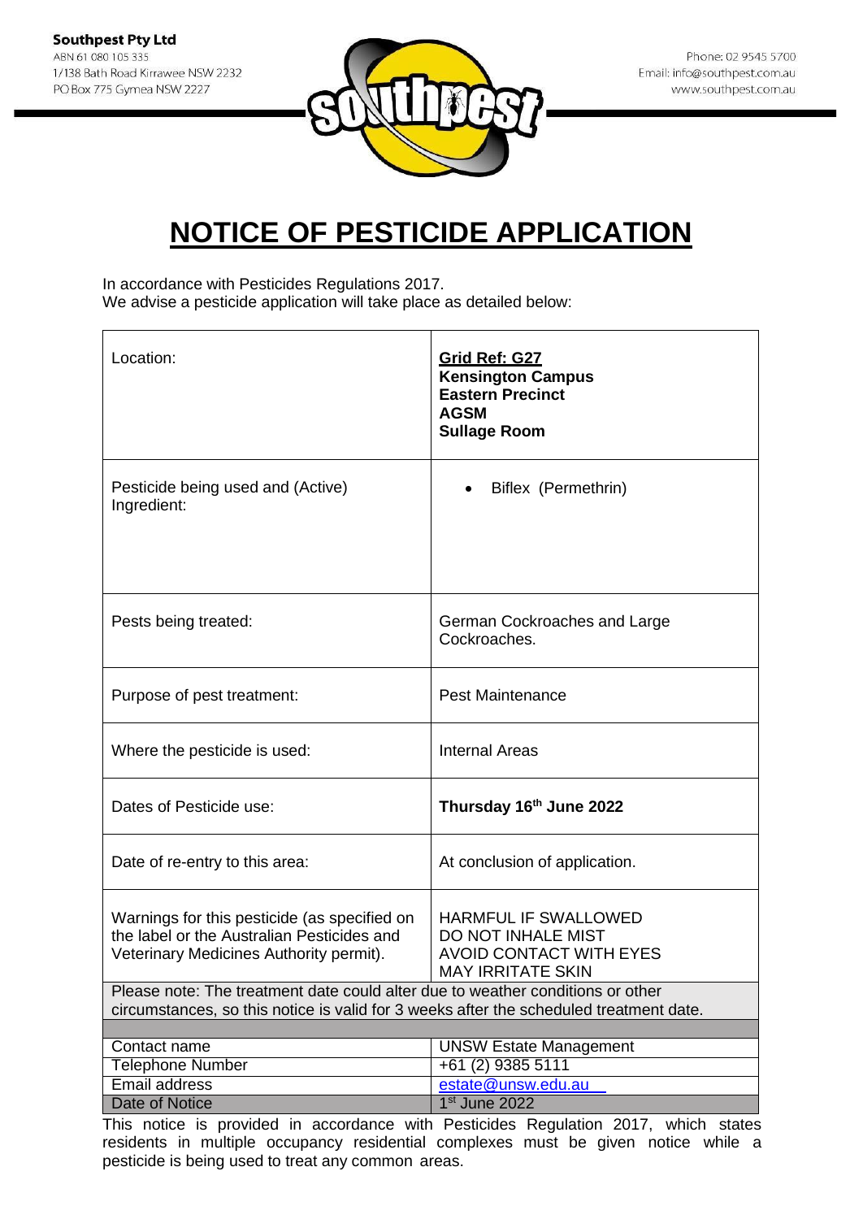**Southpest Pty Ltd**
ABN 61 080 105 335
1/138 Bath Road Kirrawee NSW 2232
PO Box 775 Gymea NSW 2227

Phone: 02 9545 5700
Email: info@southpest.com.au
www.southpest.com.au

# NOTICE OF PESTICIDE APPLICATION

In accordance with Pesticides Regulations 2017.
We advise a pesticide application will take place as detailed below:

| | |
|---|---|
| Location: | **Grid Ref: G27**<br>**Kensington Campus**<br>**Eastern Precinct**<br>**AGSM**<br>**Sullage Room** |
| Pesticide being used and (Active) Ingredient: | • Biflex (Permethrin) |
| Pests being treated: | German Cockroaches and Large Cockroaches. |
| Purpose of pest treatment: | Pest Maintenance |
| Where the pesticide is used: | Internal Areas |
| Dates of Pesticide use: | **Thursday 16th June 2022** |
| Date of re-entry to this area: | At conclusion of application. |
| Warnings for this pesticide (as specified on the label or the Australian Pesticides and Veterinary Medicines Authority permit). | HARMFUL IF SWALLOWED<br>DO NOT INHALE MIST<br>AVOID CONTACT WITH EYES<br>MAY IRRITATE SKIN |
| Please note: The treatment date could alter due to weather conditions or other circumstances, so this notice is valid for 3 weeks after the scheduled treatment date. | |
| Contact name | UNSW Estate Management |
| Telephone Number | +61 (2) 9385 5111 |
| Email address | estate@unsw.edu.au |
| Date of Notice | 1st June 2022 |

This notice is provided in accordance with Pesticides Regulation 2017, which states residents in multiple occupancy residential complexes must be given notice while a pesticide is being used to treat any common areas.